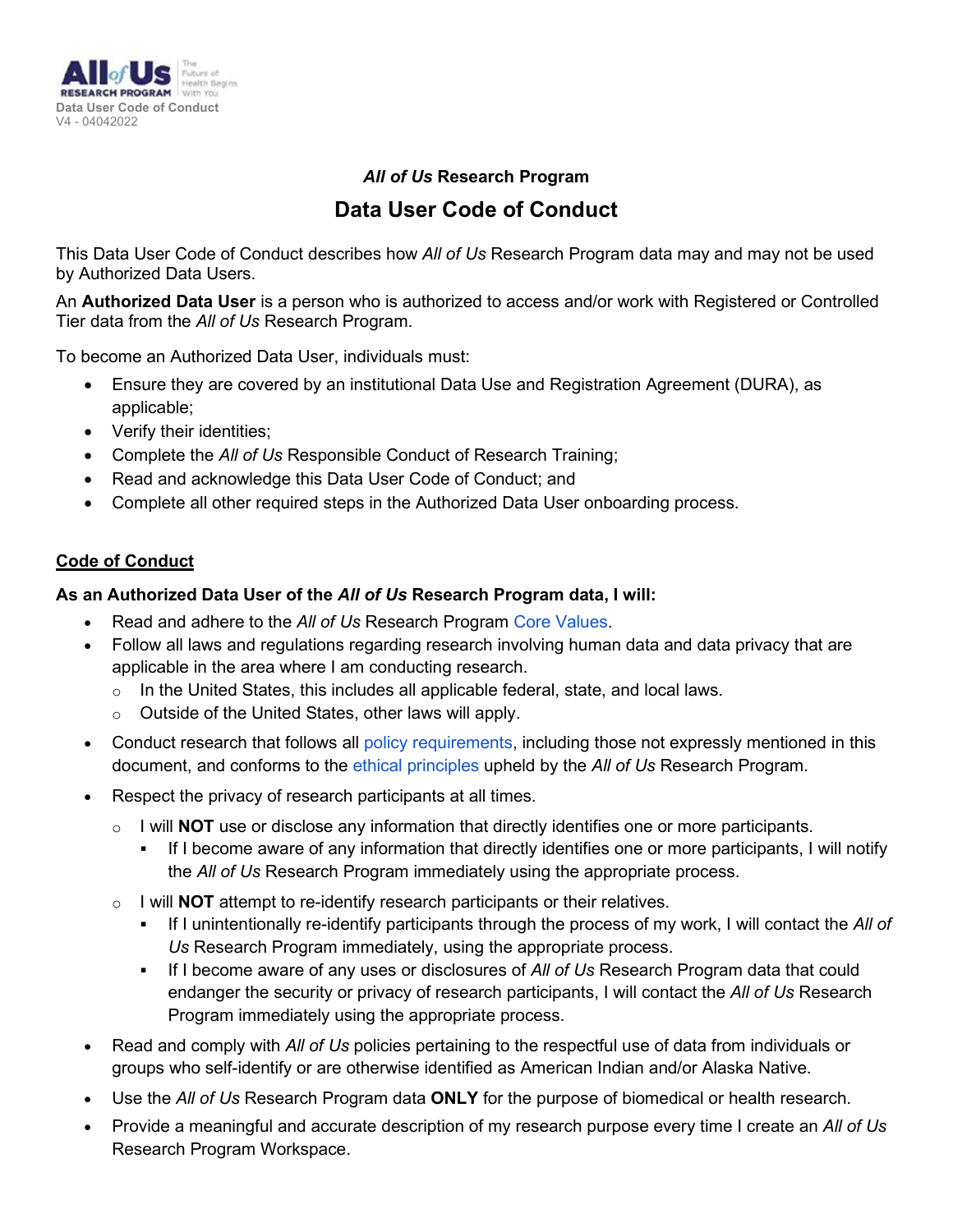Data User Code of Conduct
V4 - 04042022

# *All of Us* Research Program

# Data User Code of Conduct

This Data User Code of Conduct describes how *All of Us* Research Program data may and may not be used by Authorized Data Users.

An **Authorized Data User** is a person who is authorized to access and/or work with Registered or Controlled Tier data from the *All of Us* Research Program.

To become an Authorized Data User, individuals must:

- Ensure they are covered by an institutional Data Use and Registration Agreement (DURA), as applicable;
- Verify their identities;
- Complete the *All of Us* Responsible Conduct of Research Training;
- Read and acknowledge this Data User Code of Conduct; and
- Complete all other required steps in the Authorized Data User onboarding process.

## Code of Conduct

**As an Authorized Data User of the *All of Us* Research Program data, I will:**

- Read and adhere to the *All of Us* Research Program Core Values.
- Follow all laws and regulations regarding research involving human data and data privacy that are applicable in the area where I am conducting research.
  - In the United States, this includes all applicable federal, state, and local laws.
  - Outside of the United States, other laws will apply.
- Conduct research that follows all policy requirements, including those not expressly mentioned in this document, and conforms to the ethical principles upheld by the *All of Us* Research Program.
- Respect the privacy of research participants at all times.
  - I will **NOT** use or disclose any information that directly identifies one or more participants.
    - If I become aware of any information that directly identifies one or more participants, I will notify the *All of Us* Research Program immediately using the appropriate process.
  - I will **NOT** attempt to re-identify research participants or their relatives.
    - If I unintentionally re-identify participants through the process of my work, I will contact the *All of Us* Research Program immediately, using the appropriate process.
    - If I become aware of any uses or disclosures of *All of Us* Research Program data that could endanger the security or privacy of research participants, I will contact the *All of Us* Research Program immediately using the appropriate process.
- Read and comply with *All of Us* policies pertaining to the respectful use of data from individuals or groups who self-identify or are otherwise identified as American Indian and/or Alaska Native.
- Use the *All of Us* Research Program data **ONLY** for the purpose of biomedical or health research.
- Provide a meaningful and accurate description of my research purpose every time I create an *All of Us* Research Program Workspace.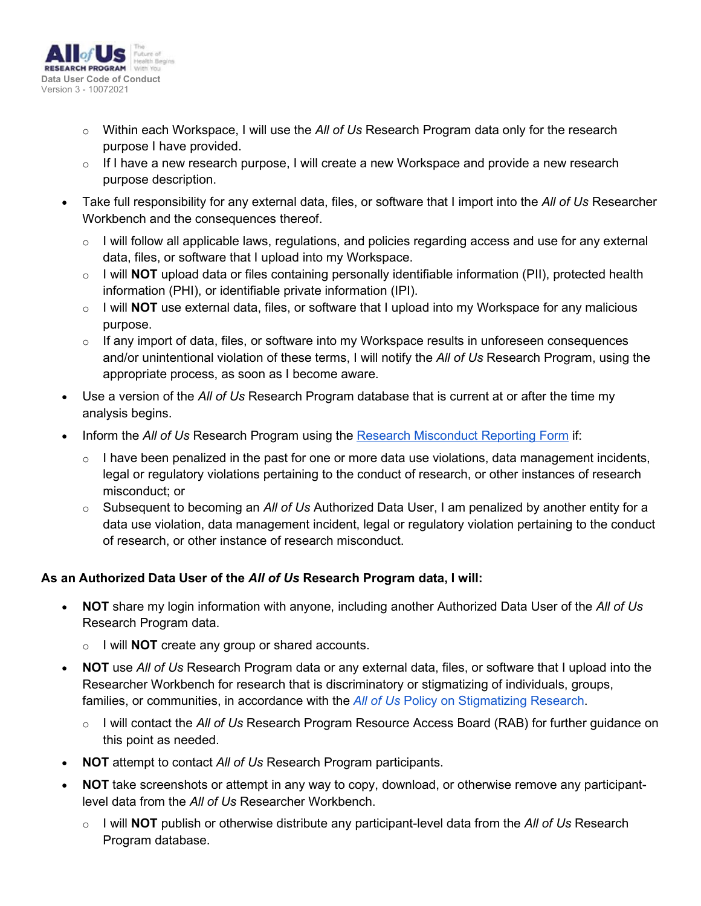- Within each Workspace, I will use the *All of Us* Research Program data only for the research purpose I have provided.
  - If I have a new research purpose, I will create a new Workspace and provide a new research purpose description.
- Take full responsibility for any external data, files, or software that I import into the *All of Us* Researcher Workbench and the consequences thereof.
  - I will follow all applicable laws, regulations, and policies regarding access and use for any external data, files, or software that I upload into my Workspace.
  - I will **NOT** upload data or files containing personally identifiable information (PII), protected health information (PHI), or identifiable private information (IPI).
  - I will **NOT** use external data, files, or software that I upload into my Workspace for any malicious purpose.
  - If any import of data, files, or software into my Workspace results in unforeseen consequences and/or unintentional violation of these terms, I will notify the *All of Us* Research Program, using the appropriate process, as soon as I become aware.
- Use a version of the *All of Us* Research Program database that is current at or after the time my analysis begins.
- Inform the *All of Us* Research Program using the Research Misconduct Reporting Form if:
  - I have been penalized in the past for one or more data use violations, data management incidents, legal or regulatory violations pertaining to the conduct of research, or other instances of research misconduct; or
  - Subsequent to becoming an *All of Us* Authorized Data User, I am penalized by another entity for a data use violation, data management incident, legal or regulatory violation pertaining to the conduct of research, or other instance of research misconduct.

**As an Authorized Data User of the *All of Us* Research Program data, I will:**

- **NOT** share my login information with anyone, including another Authorized Data User of the *All of Us* Research Program data.
  - I will **NOT** create any group or shared accounts.
- **NOT** use *All of Us* Research Program data or any external data, files, or software that I upload into the Researcher Workbench for research that is discriminatory or stigmatizing of individuals, groups, families, or communities, in accordance with the *All of Us* Policy on Stigmatizing Research.
  - I will contact the *All of Us* Research Program Resource Access Board (RAB) for further guidance on this point as needed.
- **NOT** attempt to contact *All of Us* Research Program participants.
- **NOT** take screenshots or attempt in any way to copy, download, or otherwise remove any participant-level data from the *All of Us* Researcher Workbench.
  - I will **NOT** publish or otherwise distribute any participant-level data from the *All of Us* Research Program database.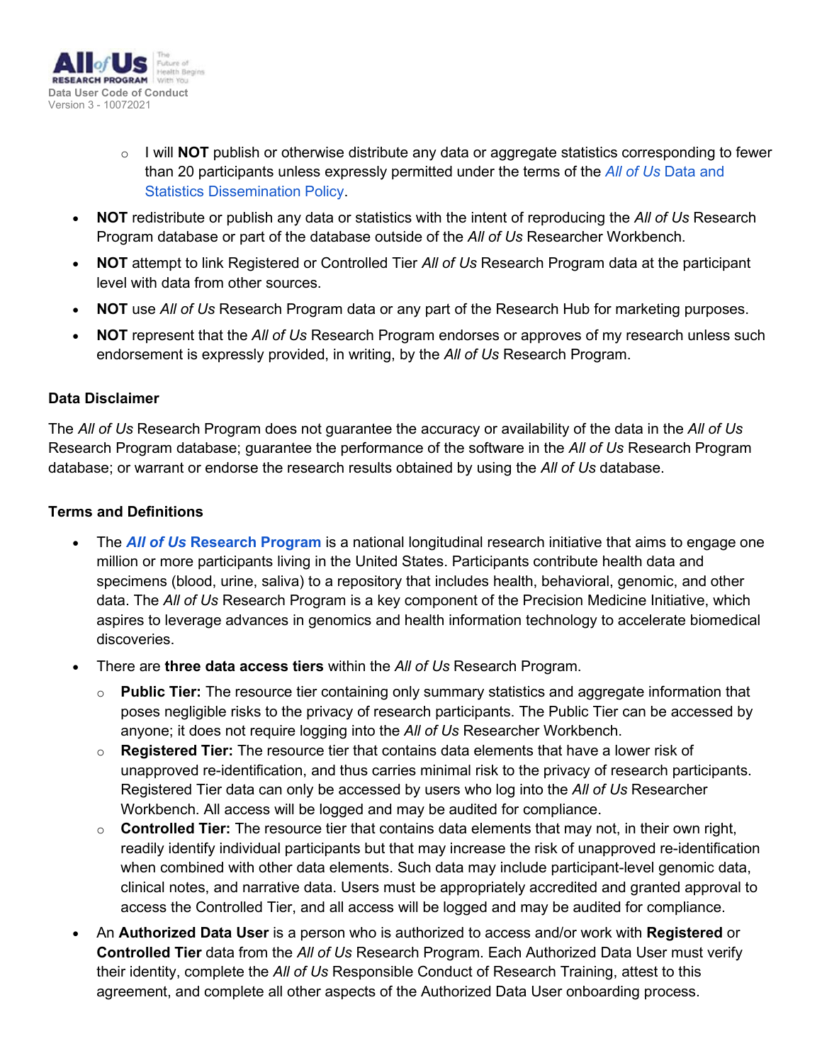- I will **NOT** publish or otherwise distribute any data or aggregate statistics corresponding to fewer than 20 participants unless expressly permitted under the terms of the *All of Us* Data and Statistics Dissemination Policy.

- **NOT** redistribute or publish any data or statistics with the intent of reproducing the *All of Us* Research Program database or part of the database outside of the *All of Us* Researcher Workbench.
- **NOT** attempt to link Registered or Controlled Tier *All of Us* Research Program data at the participant level with data from other sources.
- **NOT** use *All of Us* Research Program data or any part of the Research Hub for marketing purposes.
- **NOT** represent that the *All of Us* Research Program endorses or approves of my research unless such endorsement is expressly provided, in writing, by the *All of Us* Research Program.

**Data Disclaimer**

The *All of Us* Research Program does not guarantee the accuracy or availability of the data in the *All of Us* Research Program database; guarantee the performance of the software in the *All of Us* Research Program database; or warrant or endorse the research results obtained by using the *All of Us* database.

**Terms and Definitions**

- The ***All of Us* Research Program** is a national longitudinal research initiative that aims to engage one million or more participants living in the United States. Participants contribute health data and specimens (blood, urine, saliva) to a repository that includes health, behavioral, genomic, and other data. The *All of Us* Research Program is a key component of the Precision Medicine Initiative, which aspires to leverage advances in genomics and health information technology to accelerate biomedical discoveries.
- There are **three data access tiers** within the *All of Us* Research Program.
  - **Public Tier:** The resource tier containing only summary statistics and aggregate information that poses negligible risks to the privacy of research participants. The Public Tier can be accessed by anyone; it does not require logging into the *All of Us* Researcher Workbench.
  - **Registered Tier:** The resource tier that contains data elements that have a lower risk of unapproved re-identification, and thus carries minimal risk to the privacy of research participants. Registered Tier data can only be accessed by users who log into the *All of Us* Researcher Workbench. All access will be logged and may be audited for compliance.
  - **Controlled Tier:** The resource tier that contains data elements that may not, in their own right, readily identify individual participants but that may increase the risk of unapproved re-identification when combined with other data elements. Such data may include participant-level genomic data, clinical notes, and narrative data. Users must be appropriately accredited and granted approval to access the Controlled Tier, and all access will be logged and may be audited for compliance.
- An **Authorized Data User** is a person who is authorized to access and/or work with **Registered** or **Controlled Tier** data from the *All of Us* Research Program. Each Authorized Data User must verify their identity, complete the *All of Us* Responsible Conduct of Research Training, attest to this agreement, and complete all other aspects of the Authorized Data User onboarding process.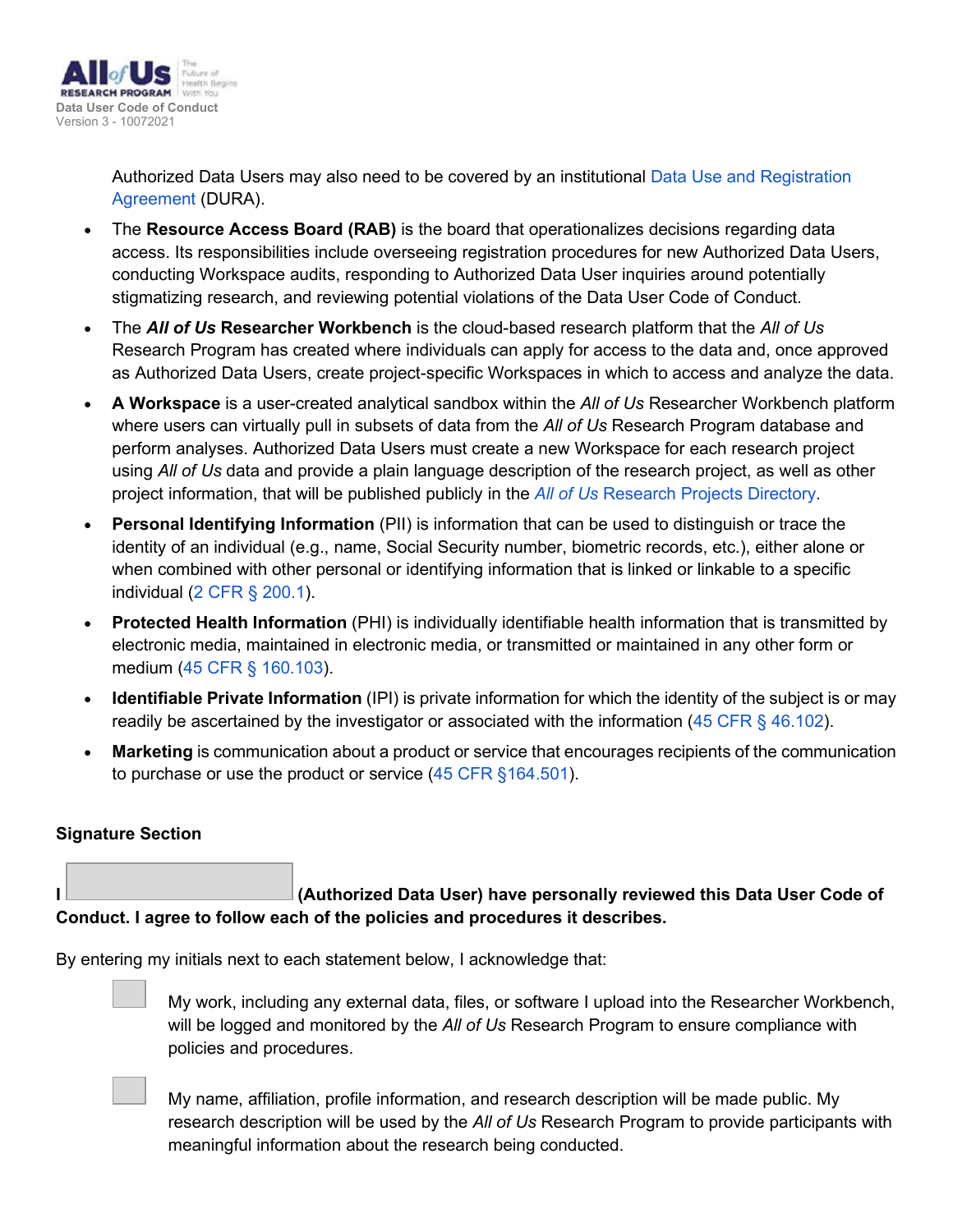Authorized Data Users may also need to be covered by an institutional Data Use and Registration Agreement (DURA).

- The **Resource Access Board (RAB)** is the board that operationalizes decisions regarding data access. Its responsibilities include overseeing registration procedures for new Authorized Data Users, conducting Workspace audits, responding to Authorized Data User inquiries around potentially stigmatizing research, and reviewing potential violations of the Data User Code of Conduct.
- The ***All of Us* Researcher Workbench** is the cloud-based research platform that the *All of Us* Research Program has created where individuals can apply for access to the data and, once approved as Authorized Data Users, create project-specific Workspaces in which to access and analyze the data.
- **A Workspace** is a user-created analytical sandbox within the *All of Us* Researcher Workbench platform where users can virtually pull in subsets of data from the *All of Us* Research Program database and perform analyses. Authorized Data Users must create a new Workspace for each research project using *All of Us* data and provide a plain language description of the research project, as well as other project information, that will be published publicly in the *All of Us* Research Projects Directory.
- **Personal Identifying Information** (PII) is information that can be used to distinguish or trace the identity of an individual (e.g., name, Social Security number, biometric records, etc.), either alone or when combined with other personal or identifying information that is linked or linkable to a specific individual (2 CFR § 200.1).
- **Protected Health Information** (PHI) is individually identifiable health information that is transmitted by electronic media, maintained in electronic media, or transmitted or maintained in any other form or medium (45 CFR § 160.103).
- **Identifiable Private Information** (IPI) is private information for which the identity of the subject is or may readily be ascertained by the investigator or associated with the information (45 CFR § 46.102).
- **Marketing** is communication about a product or service that encourages recipients of the communication to purchase or use the product or service (45 CFR §164.501).

**Signature Section**

**I ____________ (Authorized Data User) have personally reviewed this Data User Code of Conduct. I agree to follow each of the policies and procedures it describes.**

By entering my initials next to each statement below, I acknowledge that:

____ My work, including any external data, files, or software I upload into the Researcher Workbench, will be logged and monitored by the *All of Us* Research Program to ensure compliance with policies and procedures.

____ My name, affiliation, profile information, and research description will be made public. My research description will be used by the *All of Us* Research Program to provide participants with meaningful information about the research being conducted.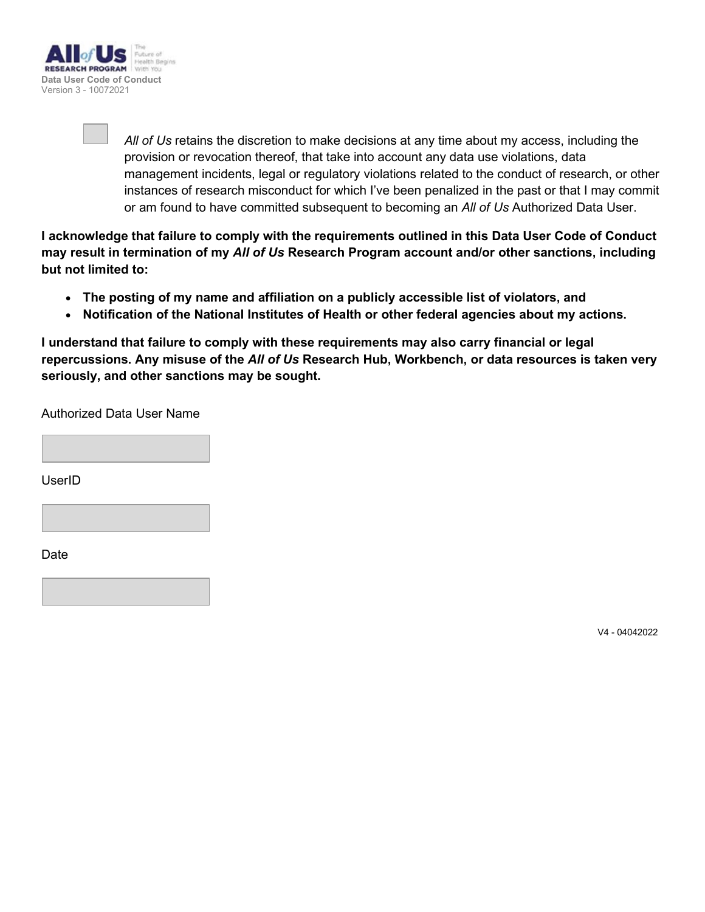- [ ] *All of Us* retains the discretion to make decisions at any time about my access, including the provision or revocation thereof, that take into account any data use violations, data management incidents, legal or regulatory violations related to the conduct of research, or other instances of research misconduct for which I've been penalized in the past or that I may commit or am found to have committed subsequent to becoming an *All of Us* Authorized Data User.

**I acknowledge that failure to comply with the requirements outlined in this Data User Code of Conduct may result in termination of my *All of Us* Research Program account and/or other sanctions, including but not limited to:**

- **The posting of my name and affiliation on a publicly accessible list of violators, and**
- **Notification of the National Institutes of Health or other federal agencies about my actions.**

**I understand that failure to comply with these requirements may also carry financial or legal repercussions. Any misuse of the *All of Us* Research Hub, Workbench, or data resources is taken very seriously, and other sanctions may be sought.**

Authorized Data User Name

UserID

Date

V4 - 04042022